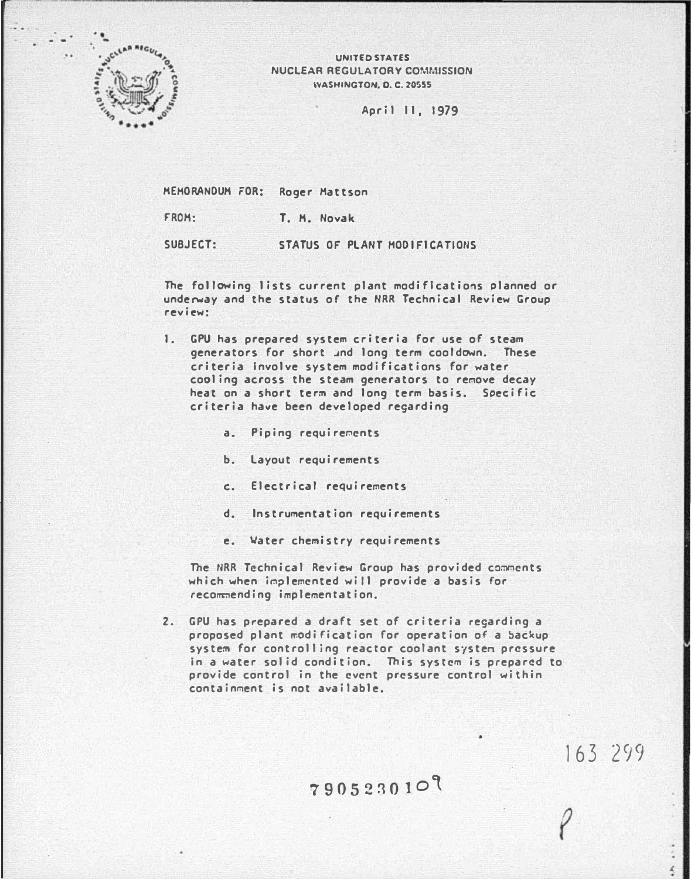UNITED STATES
NUCLEAR REGULATORY COMMISSION
WASHINGTON, D. C. 20555

April 11, 1979

MEMORANDUM FOR: Roger Mattson

FROM: T. M. Novak

SUBJECT: STATUS OF PLANT MODIFICATIONS

The following lists current plant modifications planned or underway and the status of the NRR Technical Review Group review:

1. GPU has prepared system criteria for use of steam generators for short and long term cooldown. These criteria involve system modifications for water cooling across the steam generators to remove decay heat on a short term and long term basis. Specific criteria have been developed regarding

   a. Piping requirements

   b. Layout requirements

   c. Electrical requirements

   d. Instrumentation requirements

   e. Water chemistry requirements

   The NRR Technical Review Group has provided comments which when implemented will provide a basis for recommending implementation.

2. GPU has prepared a draft set of criteria regarding a proposed plant modification for operation of a backup system for controlling reactor coolant system pressure in a water solid condition. This system is prepared to provide control in the event pressure control within containment is not available.

163 299

790523010?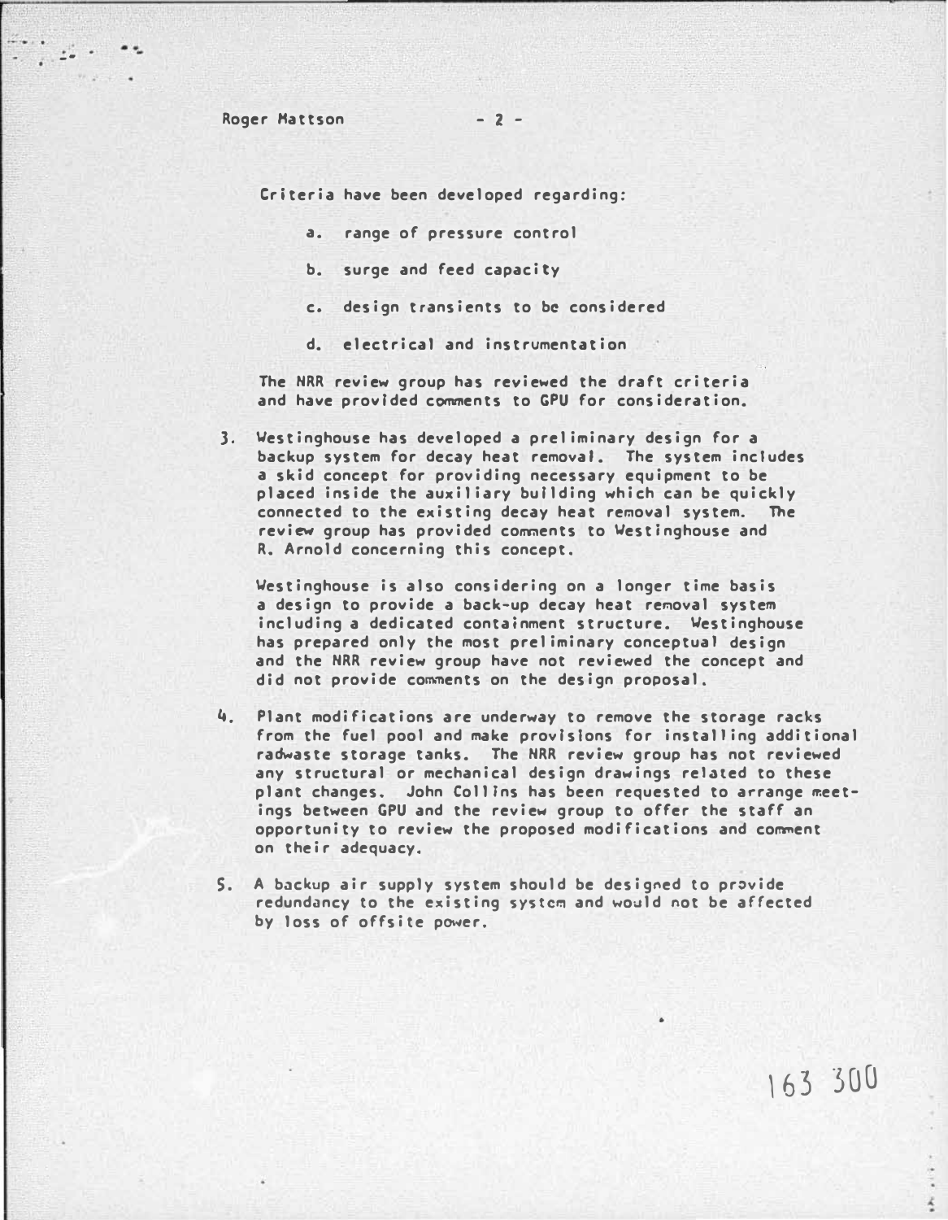Criteria have been developed regarding:

a. range of pressure control

b. surge and feed capacity

c. design transients to be considered

d. electrical and instrumentation

The NRR review group has reviewed the draft criteria and have provided comments to GPU for consideration.

3. Westinghouse has developed a preliminary design for a backup system for decay heat removal. The system includes a skid concept for providing necessary equipment to be placed inside the auxiliary building which can be quickly connected to the existing decay heat removal system. The review group has provided comments to Westinghouse and R. Arnold concerning this concept.

   Westinghouse is also considering on a longer time basis a design to provide a back-up decay heat removal system including a dedicated containment structure. Westinghouse has prepared only the most preliminary conceptual design and the NRR review group have not reviewed the concept and did not provide comments on the design proposal.

4. Plant modifications are underway to remove the storage racks from the fuel pool and make provisions for installing additional radwaste storage tanks. The NRR review group has not reviewed any structural or mechanical design drawings related to these plant changes. John Collins has been requested to arrange meetings between GPU and the review group to offer the staff an opportunity to review the proposed modifications and comment on their adequacy.

5. A backup air supply system should be designed to provide redundancy to the existing system and would not be affected by loss of offsite power.

163 300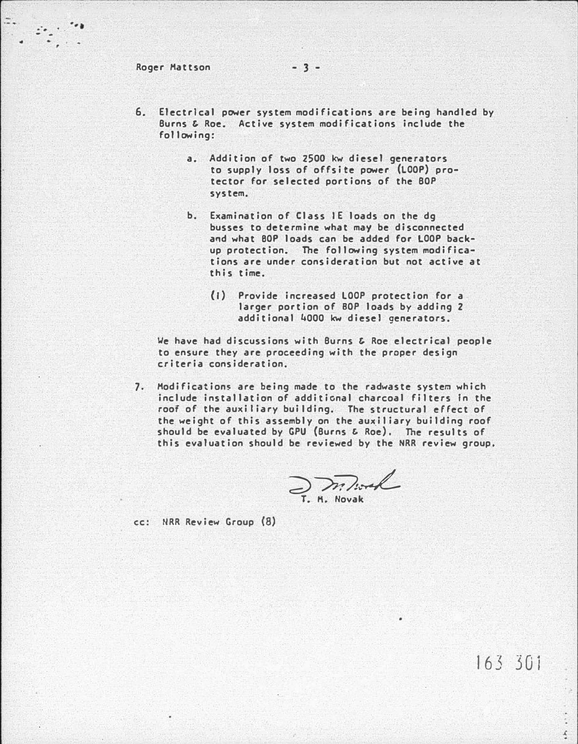6. Electrical power system modifications are being handled by Burns & Roe. Active system modifications include the following:

   a. Addition of two 2500 kw diesel generators to supply loss of offsite power (LOOP) protector for selected portions of the BOP system.

   b. Examination of Class IE loads on the dg busses to determine what may be disconnected and what BOP loads can be added for LOOP back-up protection. The following system modifications are under consideration but not active at this time.

      (1) Provide increased LOOP protection for a larger portion of BOP loads by adding 2 additional 4000 kw diesel generators.

   We have had discussions with Burns & Roe electrical people to ensure they are proceeding with the proper design criteria consideration.

7. Modifications are being made to the radwaste system which include installation of additional charcoal filters in the roof of the auxiliary building. The structural effect of the weight of this assembly on the auxiliary building roof should be evaluated by GPU (Burns & Roe). The results of this evaluation should be reviewed by the NRR review group.

T. M. Novak

cc: NRR Review Group (8)

163 301